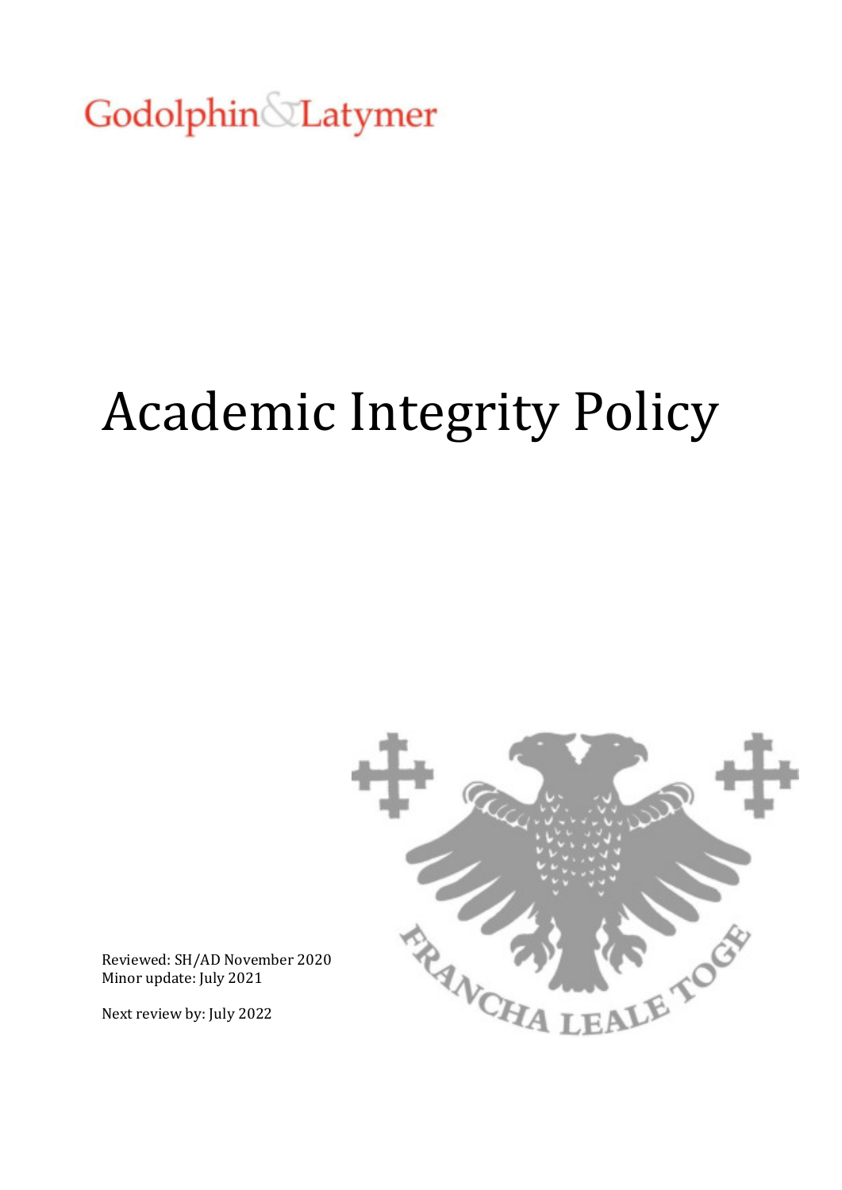Godolphin & Latymer

# Academic Integrity Policy

Reviewed: SH/AD November 2020
Minor update: July 2021

Next review by: July 2022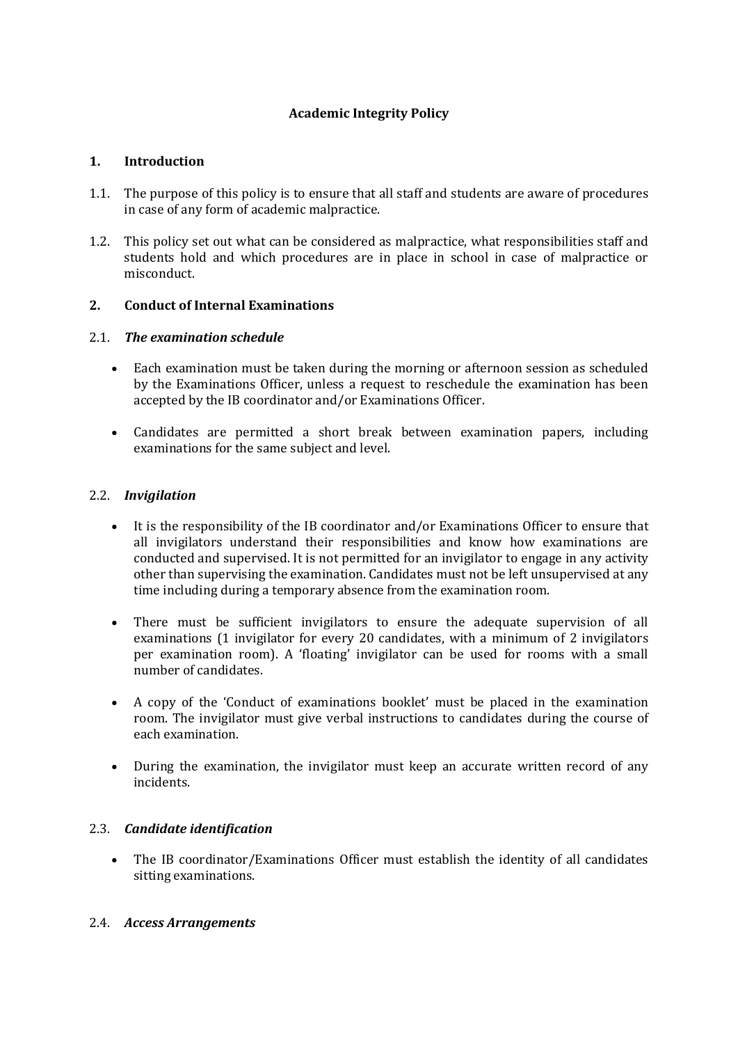**Academic Integrity Policy**

## 1. Introduction

1.1. The purpose of this policy is to ensure that all staff and students are aware of procedures in case of any form of academic malpractice.

1.2. This policy set out what can be considered as malpractice, what responsibilities staff and students hold and which procedures are in place in school in case of malpractice or misconduct.

## 2. Conduct of Internal Examinations

### 2.1. *The examination schedule*

- Each examination must be taken during the morning or afternoon session as scheduled by the Examinations Officer, unless a request to reschedule the examination has been accepted by the IB coordinator and/or Examinations Officer.

- Candidates are permitted a short break between examination papers, including examinations for the same subject and level.

### 2.2. *Invigilation*

- It is the responsibility of the IB coordinator and/or Examinations Officer to ensure that all invigilators understand their responsibilities and know how examinations are conducted and supervised. It is not permitted for an invigilator to engage in any activity other than supervising the examination. Candidates must not be left unsupervised at any time including during a temporary absence from the examination room.

- There must be sufficient invigilators to ensure the adequate supervision of all examinations (1 invigilator for every 20 candidates, with a minimum of 2 invigilators per examination room). A 'floating' invigilator can be used for rooms with a small number of candidates.

- A copy of the 'Conduct of examinations booklet' must be placed in the examination room. The invigilator must give verbal instructions to candidates during the course of each examination.

- During the examination, the invigilator must keep an accurate written record of any incidents.

### 2.3. *Candidate identification*

- The IB coordinator/Examinations Officer must establish the identity of all candidates sitting examinations.

### 2.4. *Access Arrangements*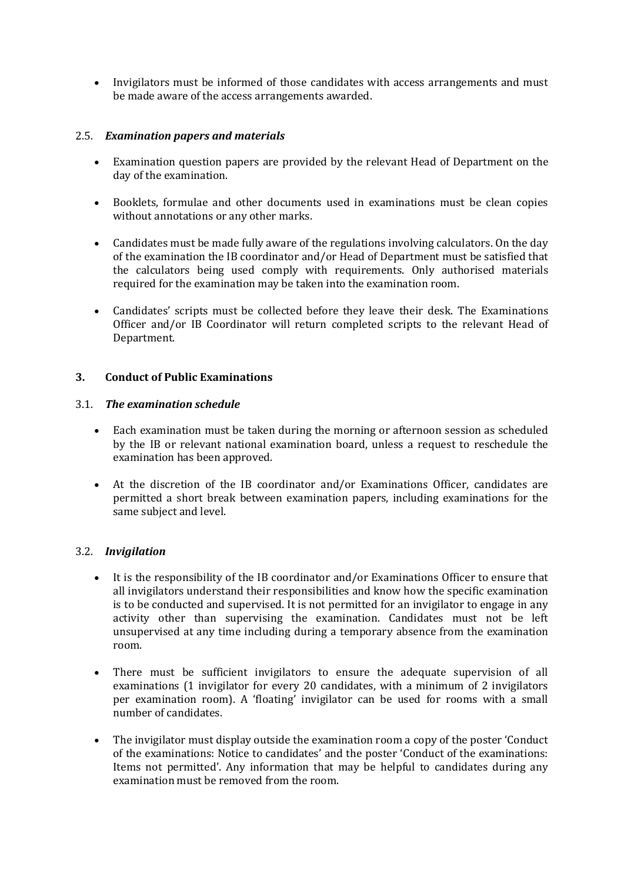- Invigilators must be informed of those candidates with access arrangements and must be made aware of the access arrangements awarded.

### 2.5. *Examination papers and materials*

- Examination question papers are provided by the relevant Head of Department on the day of the examination.
- Booklets, formulae and other documents used in examinations must be clean copies without annotations or any other marks.
- Candidates must be made fully aware of the regulations involving calculators. On the day of the examination the IB coordinator and/or Head of Department must be satisfied that the calculators being used comply with requirements. Only authorised materials required for the examination may be taken into the examination room.
- Candidates' scripts must be collected before they leave their desk. The Examinations Officer and/or IB Coordinator will return completed scripts to the relevant Head of Department.

## 3. Conduct of Public Examinations

### 3.1. *The examination schedule*

- Each examination must be taken during the morning or afternoon session as scheduled by the IB or relevant national examination board, unless a request to reschedule the examination has been approved.
- At the discretion of the IB coordinator and/or Examinations Officer, candidates are permitted a short break between examination papers, including examinations for the same subject and level.

### 3.2. *Invigilation*

- It is the responsibility of the IB coordinator and/or Examinations Officer to ensure that all invigilators understand their responsibilities and know how the specific examination is to be conducted and supervised. It is not permitted for an invigilator to engage in any activity other than supervising the examination. Candidates must not be left unsupervised at any time including during a temporary absence from the examination room.
- There must be sufficient invigilators to ensure the adequate supervision of all examinations (1 invigilator for every 20 candidates, with a minimum of 2 invigilators per examination room). A 'floating' invigilator can be used for rooms with a small number of candidates.
- The invigilator must display outside the examination room a copy of the poster 'Conduct of the examinations: Notice to candidates' and the poster 'Conduct of the examinations: Items not permitted'. Any information that may be helpful to candidates during any examination must be removed from the room.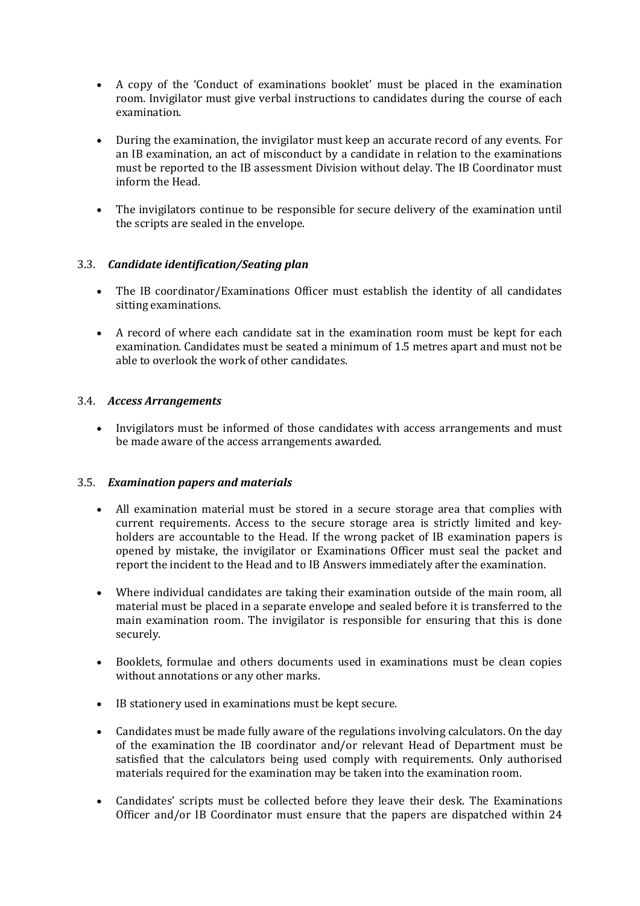- A copy of the 'Conduct of examinations booklet' must be placed in the examination room. Invigilator must give verbal instructions to candidates during the course of each examination.

- During the examination, the invigilator must keep an accurate record of any events. For an IB examination, an act of misconduct by a candidate in relation to the examinations must be reported to the IB assessment Division without delay. The IB Coordinator must inform the Head.

- The invigilators continue to be responsible for secure delivery of the examination until the scripts are sealed in the envelope.

### 3.3. *Candidate identification/Seating plan*

- The IB coordinator/Examinations Officer must establish the identity of all candidates sitting examinations.

- A record of where each candidate sat in the examination room must be kept for each examination. Candidates must be seated a minimum of 1.5 metres apart and must not be able to overlook the work of other candidates.

### 3.4. *Access Arrangements*

- Invigilators must be informed of those candidates with access arrangements and must be made aware of the access arrangements awarded.

### 3.5. *Examination papers and materials*

- All examination material must be stored in a secure storage area that complies with current requirements. Access to the secure storage area is strictly limited and key-holders are accountable to the Head. If the wrong packet of IB examination papers is opened by mistake, the invigilator or Examinations Officer must seal the packet and report the incident to the Head and to IB Answers immediately after the examination.

- Where individual candidates are taking their examination outside of the main room, all material must be placed in a separate envelope and sealed before it is transferred to the main examination room. The invigilator is responsible for ensuring that this is done securely.

- Booklets, formulae and others documents used in examinations must be clean copies without annotations or any other marks.

- IB stationery used in examinations must be kept secure.

- Candidates must be made fully aware of the regulations involving calculators. On the day of the examination the IB coordinator and/or relevant Head of Department must be satisfied that the calculators being used comply with requirements. Only authorised materials required for the examination may be taken into the examination room.

- Candidates' scripts must be collected before they leave their desk. The Examinations Officer and/or IB Coordinator must ensure that the papers are dispatched within 24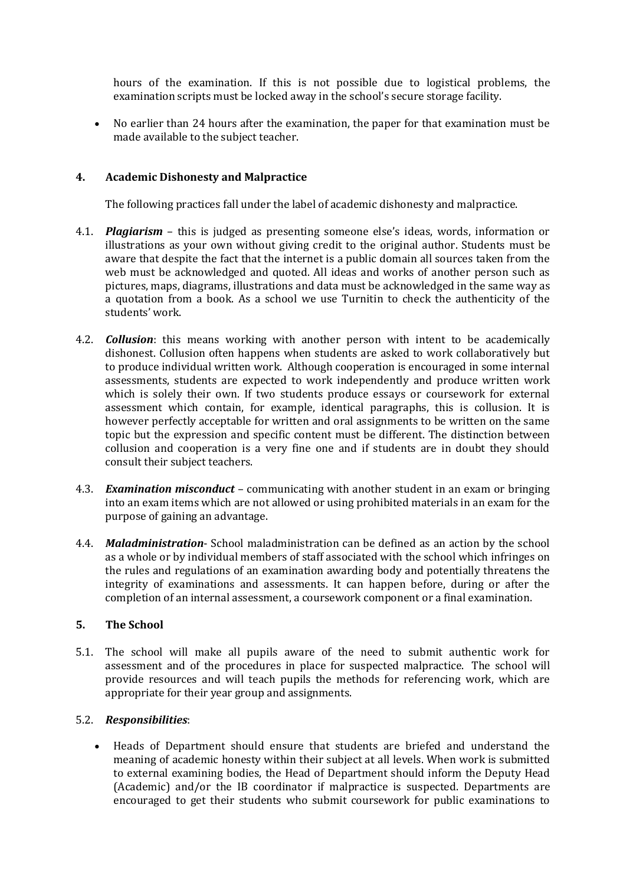hours of the examination. If this is not possible due to logistical problems, the examination scripts must be locked away in the school's secure storage facility.

- No earlier than 24 hours after the examination, the paper for that examination must be made available to the subject teacher.

## 4. Academic Dishonesty and Malpractice

The following practices fall under the label of academic dishonesty and malpractice.

4.1. ***Plagiarism*** – this is judged as presenting someone else's ideas, words, information or illustrations as your own without giving credit to the original author. Students must be aware that despite the fact that the internet is a public domain all sources taken from the web must be acknowledged and quoted. All ideas and works of another person such as pictures, maps, diagrams, illustrations and data must be acknowledged in the same way as a quotation from a book. As a school we use Turnitin to check the authenticity of the students' work.

4.2. ***Collusion***: this means working with another person with intent to be academically dishonest. Collusion often happens when students are asked to work collaboratively but to produce individual written work. Although cooperation is encouraged in some internal assessments, students are expected to work independently and produce written work which is solely their own. If two students produce essays or coursework for external assessment which contain, for example, identical paragraphs, this is collusion. It is however perfectly acceptable for written and oral assignments to be written on the same topic but the expression and specific content must be different. The distinction between collusion and cooperation is a very fine one and if students are in doubt they should consult their subject teachers.

4.3. ***Examination misconduct*** – communicating with another student in an exam or bringing into an exam items which are not allowed or using prohibited materials in an exam for the purpose of gaining an advantage.

4.4. ***Maladministration***- School maladministration can be defined as an action by the school as a whole or by individual members of staff associated with the school which infringes on the rules and regulations of an examination awarding body and potentially threatens the integrity of examinations and assessments. It can happen before, during or after the completion of an internal assessment, a coursework component or a final examination.

## 5. The School

5.1. The school will make all pupils aware of the need to submit authentic work for assessment and of the procedures in place for suspected malpractice. The school will provide resources and will teach pupils the methods for referencing work, which are appropriate for their year group and assignments.

5.2. ***Responsibilities***:

- Heads of Department should ensure that students are briefed and understand the meaning of academic honesty within their subject at all levels. When work is submitted to external examining bodies, the Head of Department should inform the Deputy Head (Academic) and/or the IB coordinator if malpractice is suspected. Departments are encouraged to get their students who submit coursework for public examinations to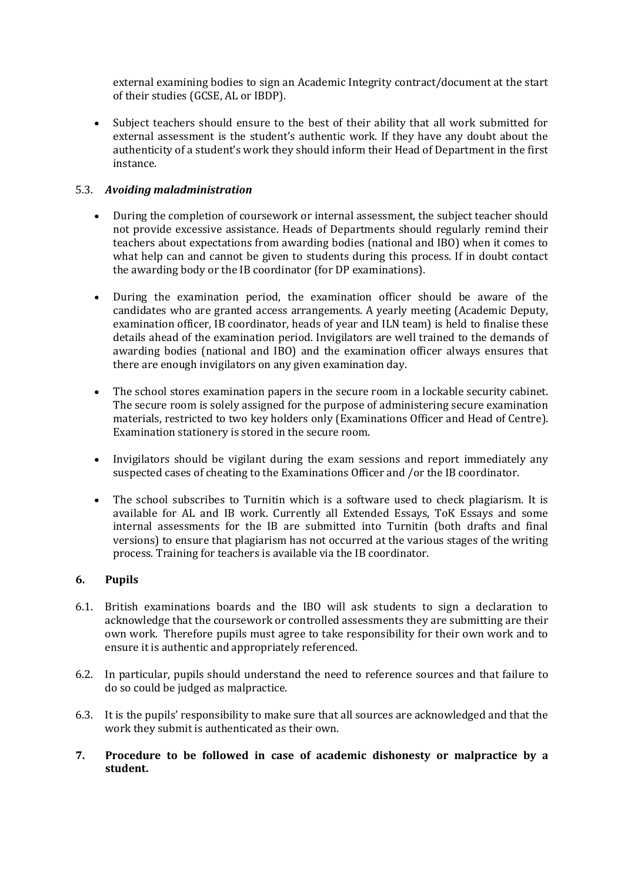external examining bodies to sign an Academic Integrity contract/document at the start of their studies (GCSE, AL or IBDP).

- Subject teachers should ensure to the best of their ability that all work submitted for external assessment is the student's authentic work. If they have any doubt about the authenticity of a student's work they should inform their Head of Department in the first instance.

### 5.3. *Avoiding maladministration*

- During the completion of coursework or internal assessment, the subject teacher should not provide excessive assistance. Heads of Departments should regularly remind their teachers about expectations from awarding bodies (national and IBO) when it comes to what help can and cannot be given to students during this process. If in doubt contact the awarding body or the IB coordinator (for DP examinations).

- During the examination period, the examination officer should be aware of the candidates who are granted access arrangements. A yearly meeting (Academic Deputy, examination officer, IB coordinator, heads of year and ILN team) is held to finalise these details ahead of the examination period. Invigilators are well trained to the demands of awarding bodies (national and IBO) and the examination officer always ensures that there are enough invigilators on any given examination day.

- The school stores examination papers in the secure room in a lockable security cabinet. The secure room is solely assigned for the purpose of administering secure examination materials, restricted to two key holders only (Examinations Officer and Head of Centre). Examination stationery is stored in the secure room.

- Invigilators should be vigilant during the exam sessions and report immediately any suspected cases of cheating to the Examinations Officer and /or the IB coordinator.

- The school subscribes to Turnitin which is a software used to check plagiarism. It is available for AL and IB work. Currently all Extended Essays, ToK Essays and some internal assessments for the IB are submitted into Turnitin (both drafts and final versions) to ensure that plagiarism has not occurred at the various stages of the writing process. Training for teachers is available via the IB coordinator.

## 6. Pupils

6.1. British examinations boards and the IBO will ask students to sign a declaration to acknowledge that the coursework or controlled assessments they are submitting are their own work. Therefore pupils must agree to take responsibility for their own work and to ensure it is authentic and appropriately referenced.

6.2. In particular, pupils should understand the need to reference sources and that failure to do so could be judged as malpractice.

6.3. It is the pupils' responsibility to make sure that all sources are acknowledged and that the work they submit is authenticated as their own.

## 7. Procedure to be followed in case of academic dishonesty or malpractice by a student.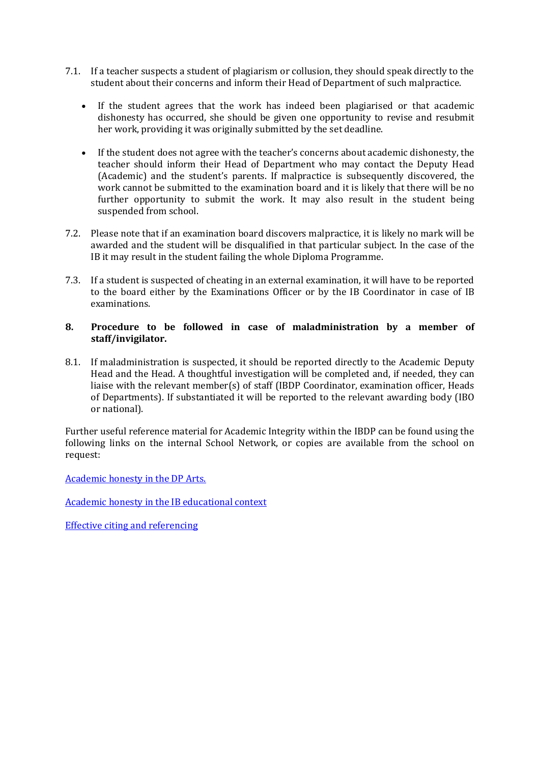7.1. If a teacher suspects a student of plagiarism or collusion, they should speak directly to the student about their concerns and inform their Head of Department of such malpractice.

- If the student agrees that the work has indeed been plagiarised or that academic dishonesty has occurred, she should be given one opportunity to revise and resubmit her work, providing it was originally submitted by the set deadline.

- If the student does not agree with the teacher's concerns about academic dishonesty, the teacher should inform their Head of Department who may contact the Deputy Head (Academic) and the student's parents. If malpractice is subsequently discovered, the work cannot be submitted to the examination board and it is likely that there will be no further opportunity to submit the work. It may also result in the student being suspended from school.

7.2. Please note that if an examination board discovers malpractice, it is likely no mark will be awarded and the student will be disqualified in that particular subject. In the case of the IB it may result in the student failing the whole Diploma Programme.

7.3. If a student is suspected of cheating in an external examination, it will have to be reported to the board either by the Examinations Officer or by the IB Coordinator in case of IB examinations.

## 8. Procedure to be followed in case of maladministration by a member of staff/invigilator.

8.1. If maladministration is suspected, it should be reported directly to the Academic Deputy Head and the Head. A thoughtful investigation will be completed and, if needed, they can liaise with the relevant member(s) of staff (IBDP Coordinator, examination officer, Heads of Departments). If substantiated it will be reported to the relevant awarding body (IBO or national).

Further useful reference material for Academic Integrity within the IBDP can be found using the following links on the internal School Network, or copies are available from the school on request:

Academic honesty in the DP Arts.

Academic honesty in the IB educational context

Effective citing and referencing